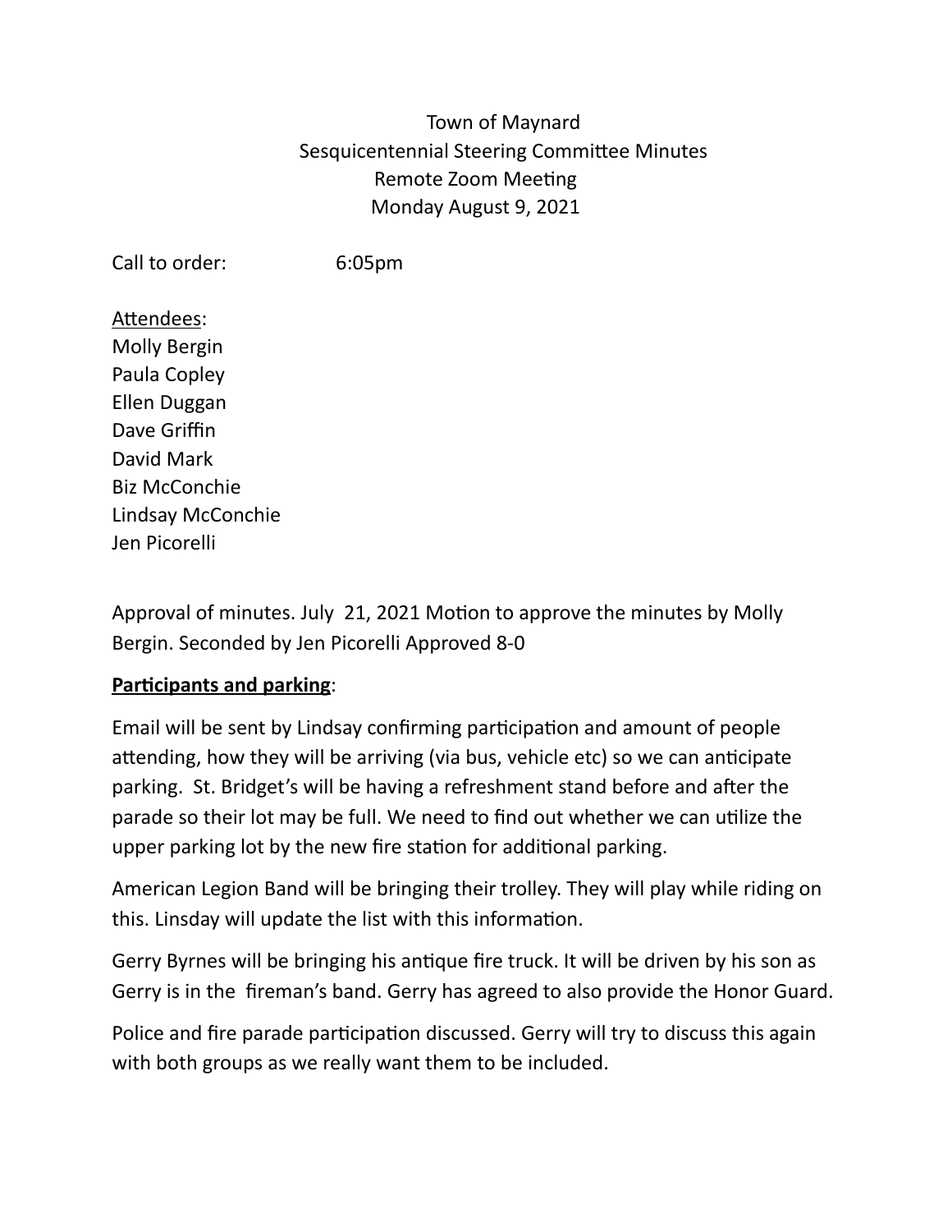Town of Maynard
Sesquicentennial Steering Committee Minutes
Remote Zoom Meeting
Monday August 9, 2021

Call to order: 6:05pm

Attendees:
Molly Bergin
Paula Copley
Ellen Duggan
Dave Griffin
David Mark
Biz McConchie
Lindsay McConchie
Jen Picorelli

Approval of minutes. July 21, 2021 Motion to approve the minutes by Molly Bergin. Seconded by Jen Picorelli Approved 8-0

**Participants and parking**:

Email will be sent by Lindsay confirming participation and amount of people attending, how they will be arriving (via bus, vehicle etc) so we can anticipate parking. St. Bridget's will be having a refreshment stand before and after the parade so their lot may be full. We need to find out whether we can utilize the upper parking lot by the new fire station for additional parking.

American Legion Band will be bringing their trolley. They will play while riding on this. Linsday will update the list with this information.

Gerry Byrnes will be bringing his antique fire truck. It will be driven by his son as Gerry is in the fireman's band. Gerry has agreed to also provide the Honor Guard.

Police and fire parade participation discussed. Gerry will try to discuss this again with both groups as we really want them to be included.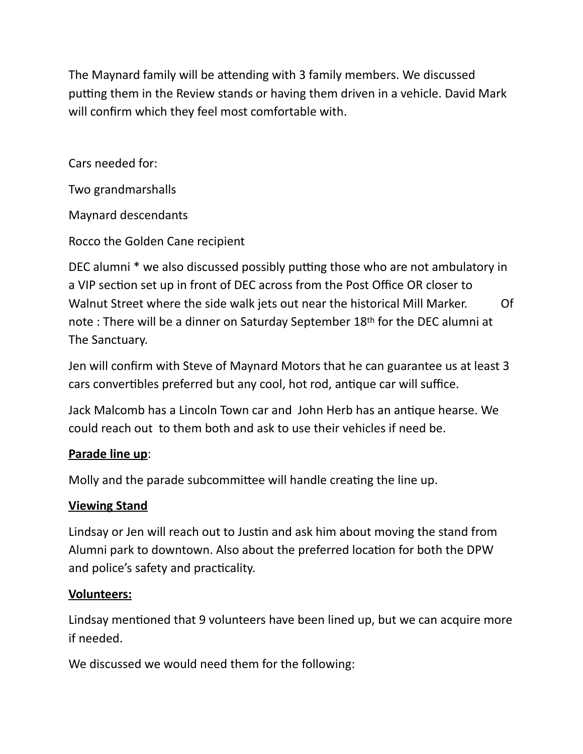The Maynard family will be attending with 3 family members. We discussed putting them in the Review stands or having them driven in a vehicle. David Mark will confirm which they feel most comfortable with.

Cars needed for:

Two grandmarshalls

Maynard descendants

Rocco the Golden Cane recipient

DEC alumni * we also discussed possibly putting those who are not ambulatory in a VIP section set up in front of DEC across from the Post Office OR closer to Walnut Street where the side walk jets out near the historical Mill Marker. Of note : There will be a dinner on Saturday September 18th for the DEC alumni at The Sanctuary.

Jen will confirm with Steve of Maynard Motors that he can guarantee us at least 3 cars convertibles preferred but any cool, hot rod, antique car will suffice.

Jack Malcomb has a Lincoln Town car and John Herb has an antique hearse. We could reach out to them both and ask to use their vehicles if need be.

**Parade line up**:

Molly and the parade subcommittee will handle creating the line up.

**Viewing Stand**

Lindsay or Jen will reach out to Justin and ask him about moving the stand from Alumni park to downtown. Also about the preferred location for both the DPW and police's safety and practicality.

**Volunteers:**

Lindsay mentioned that 9 volunteers have been lined up, but we can acquire more if needed.

We discussed we would need them for the following: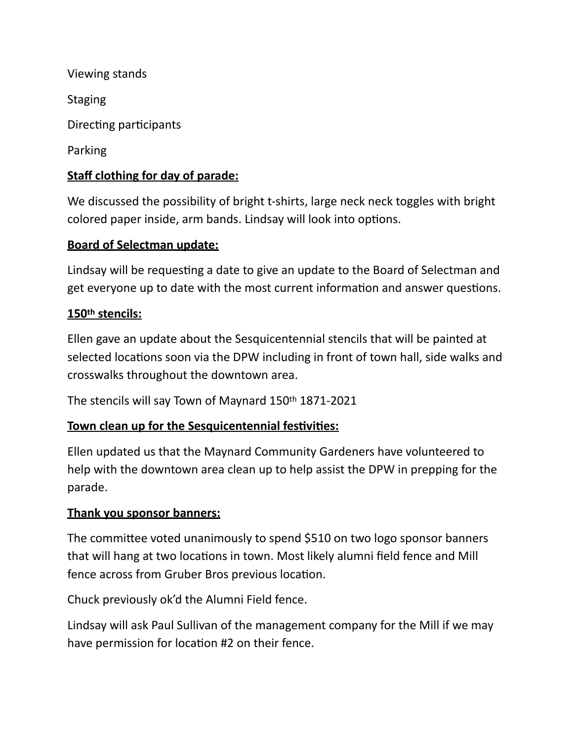Viewing stands

Staging

Directing participants

Parking

**Staff clothing for day of parade:**

We discussed the possibility of bright t-shirts, large neck neck toggles with bright colored paper inside, arm bands. Lindsay will look into options.

**Board of Selectman update:**

Lindsay will be requesting a date to give an update to the Board of Selectman and get everyone up to date with the most current information and answer questions.

**150th stencils:**

Ellen gave an update about the Sesquicentennial stencils that will be painted at selected locations soon via the DPW including in front of town hall, side walks and crosswalks throughout the downtown area.

The stencils will say Town of Maynard 150th 1871-2021

**Town clean up for the Sesquicentennial festivities:**

Ellen updated us that the Maynard Community Gardeners have volunteered to help with the downtown area clean up to help assist the DPW in prepping for the parade.

**Thank you sponsor banners:**

The committee voted unanimously to spend $510 on two logo sponsor banners that will hang at two locations in town. Most likely alumni field fence and Mill fence across from Gruber Bros previous location.

Chuck previously ok'd the Alumni Field fence.

Lindsay will ask Paul Sullivan of the management company for the Mill if we may have permission for location #2 on their fence.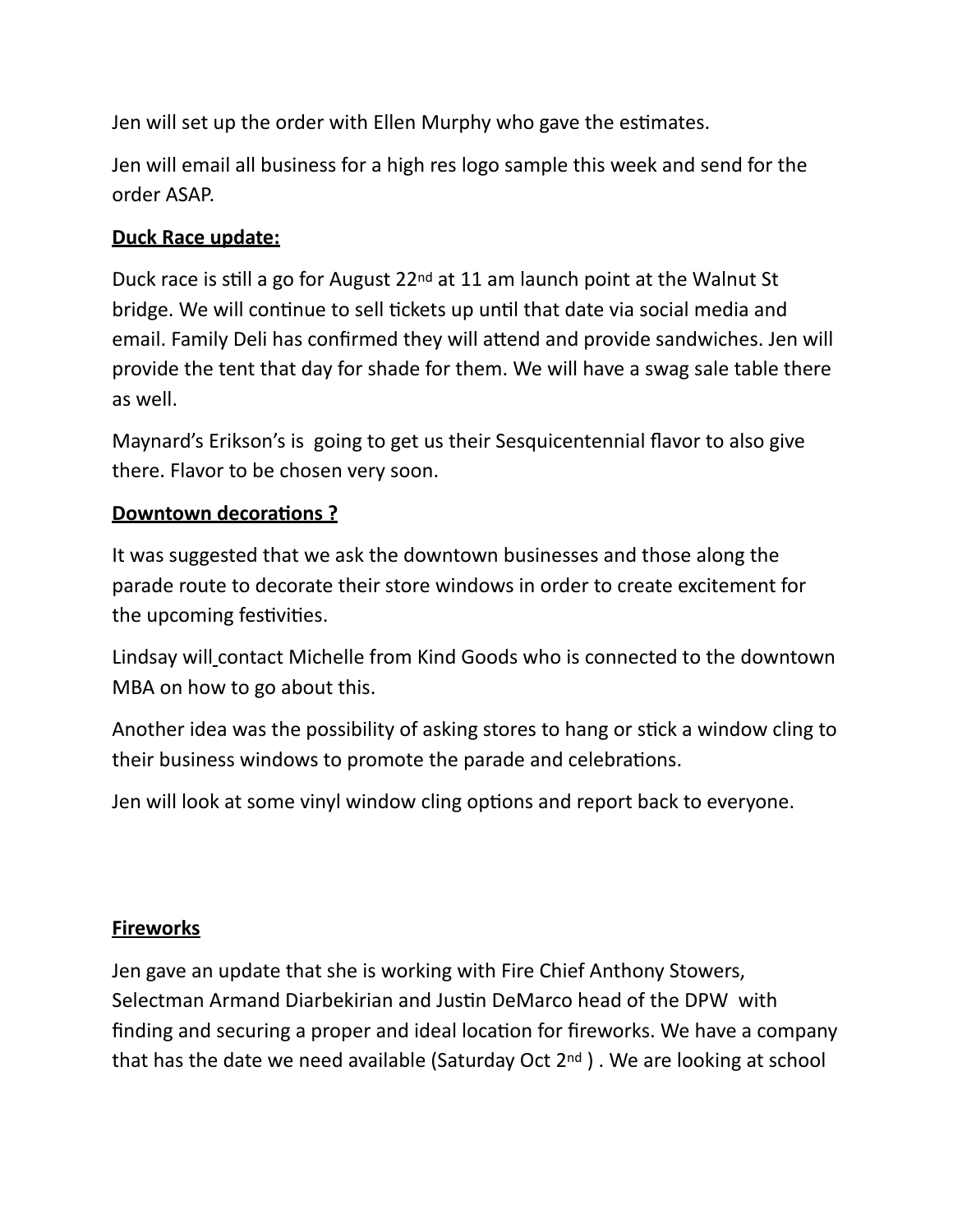Jen will set up the order with Ellen Murphy who gave the estimates.

Jen will email all business for a high res logo sample this week and send for the order ASAP.

**Duck Race update:**

Duck race is still a go for August 22nd at 11 am launch point at the Walnut St bridge. We will continue to sell tickets up until that date via social media and email. Family Deli has confirmed they will attend and provide sandwiches. Jen will provide the tent that day for shade for them. We will have a swag sale table there as well.

Maynard's Erikson's is going to get us their Sesquicentennial flavor to also give there. Flavor to be chosen very soon.

**Downtown decorations ?**

It was suggested that we ask the downtown businesses and those along the parade route to decorate their store windows in order to create excitement for the upcoming festivities.

Lindsay will contact Michelle from Kind Goods who is connected to the downtown MBA on how to go about this.

Another idea was the possibility of asking stores to hang or stick a window cling to their business windows to promote the parade and celebrations.

Jen will look at some vinyl window cling options and report back to everyone.

**Fireworks**

Jen gave an update that she is working with Fire Chief Anthony Stowers, Selectman Armand Diarbekirian and Justin DeMarco head of the DPW with finding and securing a proper and ideal location for fireworks. We have a company that has the date we need available (Saturday Oct 2nd ) . We are looking at school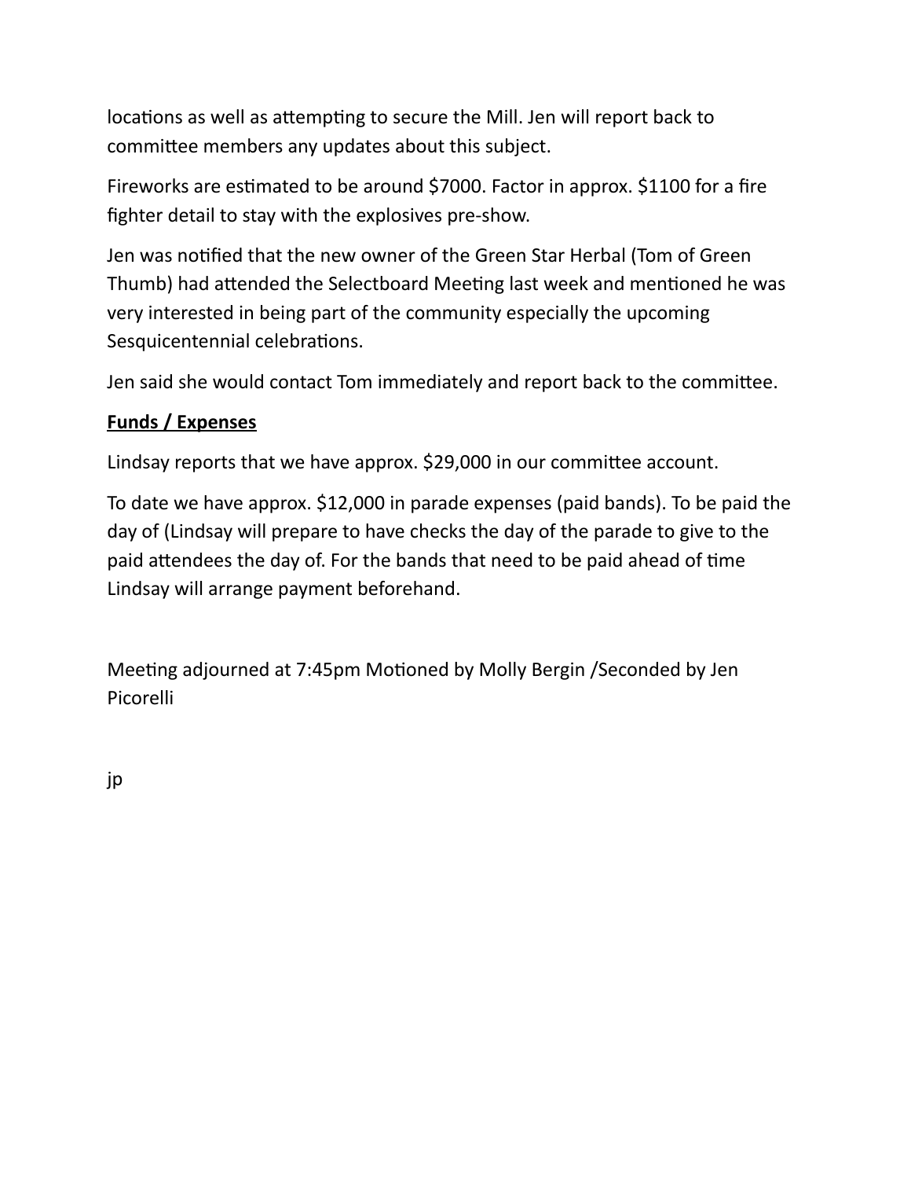locations as well as attempting to secure the Mill. Jen will report back to committee members any updates about this subject.

Fireworks are estimated to be around $7000. Factor in approx. $1100 for a fire fighter detail to stay with the explosives pre-show.

Jen was notified that the new owner of the Green Star Herbal (Tom of Green Thumb) had attended the Selectboard Meeting last week and mentioned he was very interested in being part of the community especially the upcoming Sesquicentennial celebrations.

Jen said she would contact Tom immediately and report back to the committee.

**<u>Funds / Expenses</u>**

Lindsay reports that we have approx. $29,000 in our committee account.

To date we have approx. $12,000 in parade expenses (paid bands). To be paid the day of (Lindsay will prepare to have checks the day of the parade to give to the paid attendees the day of. For the bands that need to be paid ahead of time Lindsay will arrange payment beforehand.

Meeting adjourned at 7:45pm Motioned by Molly Bergin /Seconded by Jen Picorelli

jp